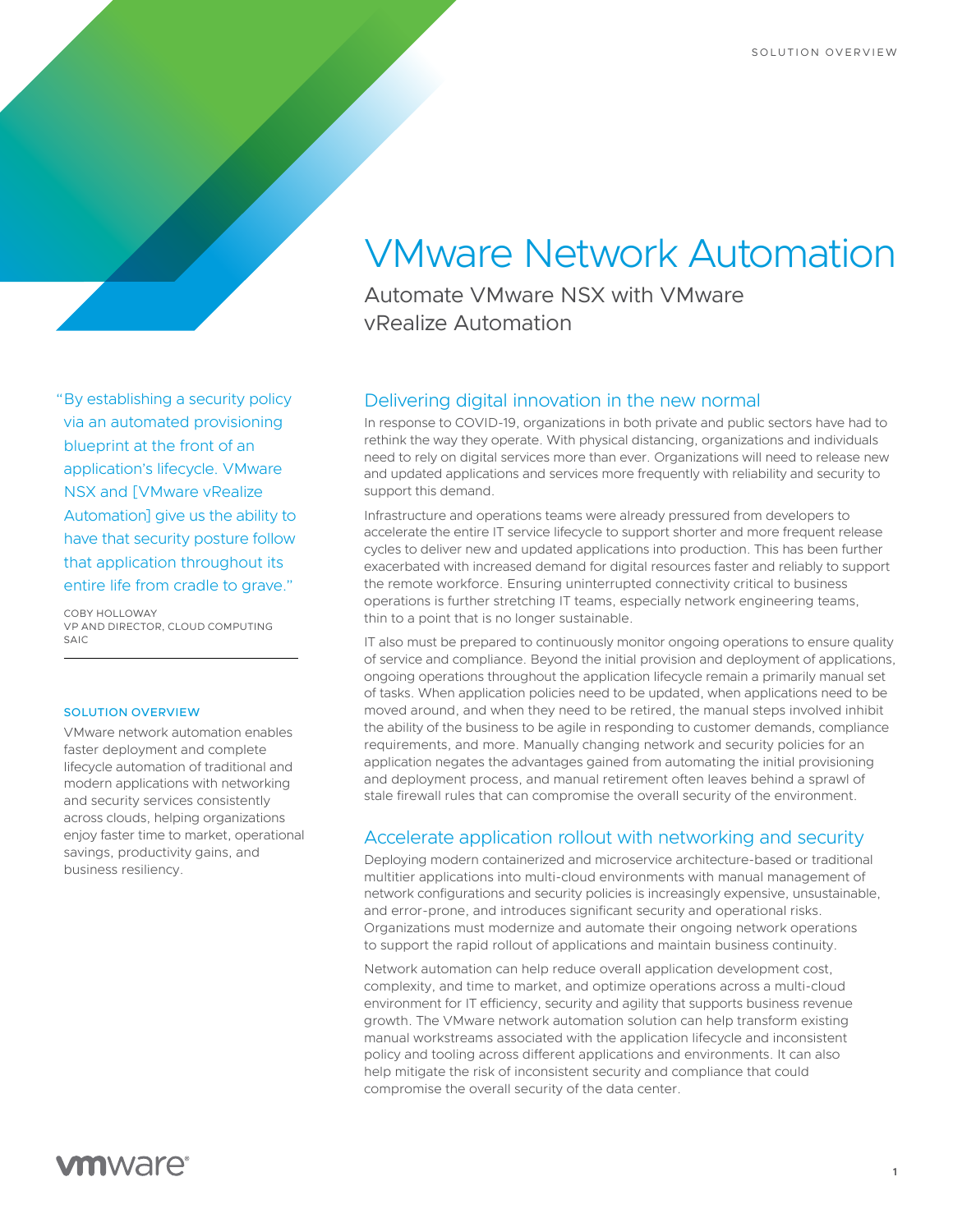# VMware Network Automation

## Automate VMware NSX with VMware vRealize Automation

"By establishing a security policy via an automated provisioning blueprint at the front of an application's lifecycle. VMware NSX and [VMware vRealize Automation] give us the ability to have that security posture follow that application throughout its entire life from cradle to grave."

COBY HOLLOWAY
VP AND DIRECTOR, CLOUD COMPUTING
SAIC

### SOLUTION OVERVIEW

VMware network automation enables faster deployment and complete lifecycle automation of traditional and modern applications with networking and security services consistently across clouds, helping organizations enjoy faster time to market, operational savings, productivity gains, and business resiliency.

## Delivering digital innovation in the new normal

In response to COVID-19, organizations in both private and public sectors have had to rethink the way they operate. With physical distancing, organizations and individuals need to rely on digital services more than ever. Organizations will need to release new and updated applications and services more frequently with reliability and security to support this demand.

Infrastructure and operations teams were already pressured from developers to accelerate the entire IT service lifecycle to support shorter and more frequent release cycles to deliver new and updated applications into production. This has been further exacerbated with increased demand for digital resources faster and reliably to support the remote workforce. Ensuring uninterrupted connectivity critical to business operations is further stretching IT teams, especially network engineering teams, thin to a point that is no longer sustainable.

IT also must be prepared to continuously monitor ongoing operations to ensure quality of service and compliance. Beyond the initial provision and deployment of applications, ongoing operations throughout the application lifecycle remain a primarily manual set of tasks. When application policies need to be updated, when applications need to be moved around, and when they need to be retired, the manual steps involved inhibit the ability of the business to be agile in responding to customer demands, compliance requirements, and more. Manually changing network and security policies for an application negates the advantages gained from automating the initial provisioning and deployment process, and manual retirement often leaves behind a sprawl of stale firewall rules that can compromise the overall security of the environment.

## Accelerate application rollout with networking and security

Deploying modern containerized and microservice architecture-based or traditional multitier applications into multi-cloud environments with manual management of network configurations and security policies is increasingly expensive, unsustainable, and error-prone, and introduces significant security and operational risks. Organizations must modernize and automate their ongoing network operations to support the rapid rollout of applications and maintain business continuity.

Network automation can help reduce overall application development cost, complexity, and time to market, and optimize operations across a multi-cloud environment for IT efficiency, security and agility that supports business revenue growth. The VMware network automation solution can help transform existing manual workstreams associated with the application lifecycle and inconsistent policy and tooling across different applications and environments. It can also help mitigate the risk of inconsistent security and compliance that could compromise the overall security of the data center.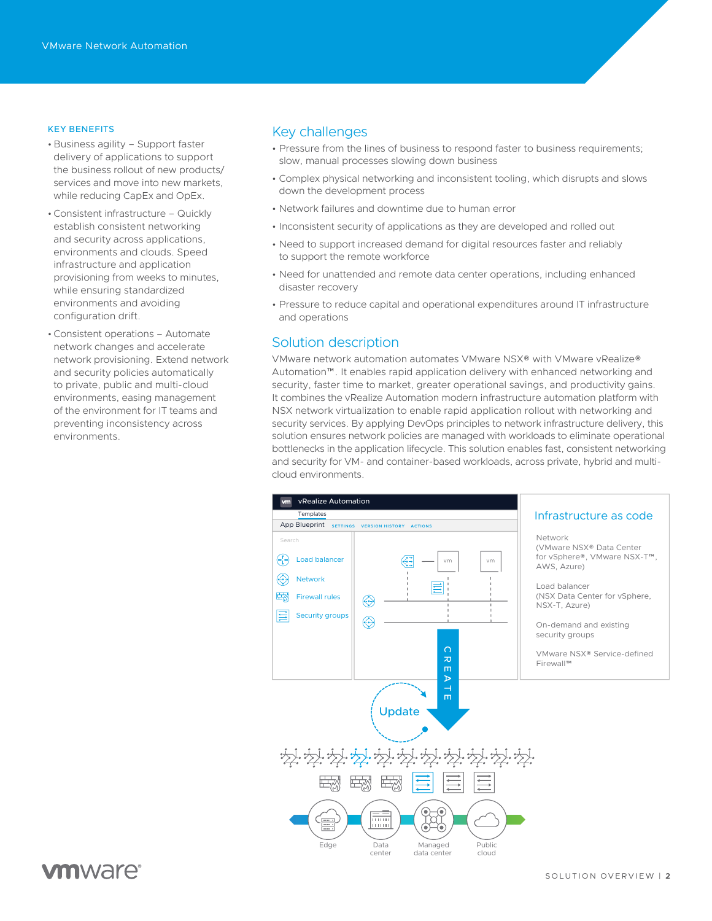## KEY BENEFITS

- Business agility – Support faster delivery of applications to support the business rollout of new products/ services and move into new markets, while reducing CapEx and OpEx.
- Consistent infrastructure – Quickly establish consistent networking and security across applications, environments and clouds. Speed infrastructure and application provisioning from weeks to minutes, while ensuring standardized environments and avoiding configuration drift.
- Consistent operations – Automate network changes and accelerate network provisioning. Extend network and security policies automatically to private, public and multi-cloud environments, easing management of the environment for IT teams and preventing inconsistency across environments.

## Key challenges

- Pressure from the lines of business to respond faster to business requirements; slow, manual processes slowing down business
- Complex physical networking and inconsistent tooling, which disrupts and slows down the development process
- Network failures and downtime due to human error
- Inconsistent security of applications as they are developed and rolled out
- Need to support increased demand for digital resources faster and reliably to support the remote workforce
- Need for unattended and remote data center operations, including enhanced disaster recovery
- Pressure to reduce capital and operational expenditures around IT infrastructure and operations

## Solution description

VMware network automation automates VMware NSX® with VMware vRealize® Automation™. It enables rapid application delivery with enhanced networking and security, faster time to market, greater operational savings, and productivity gains. It combines the vRealize Automation modern infrastructure automation platform with NSX network virtualization to enable rapid application rollout with networking and security services. By applying DevOps principles to network infrastructure delivery, this solution ensures network policies are managed with workloads to eliminate operational bottlenecks in the application lifecycle. This solution enables fast, consistent networking and security for VM- and container-based workloads, across private, hybrid and multi-cloud environments.

vRealize Automation

Templates

App Blueprint SETTINGS VERSION HISTORY ACTIONS

Search

Load balancer

Network

Firewall rules

Security groups

### Infrastructure as code

Network (VMware NSX® Data Center for vSphere®, VMware NSX-T™, AWS, Azure)

Load balancer (NSX Data Center for vSphere, NSX-T, Azure)

On-demand and existing security groups

VMware NSX® Service-defined Firewall™

CREATE

Update

Edge

Data center

Managed data center

Public cloud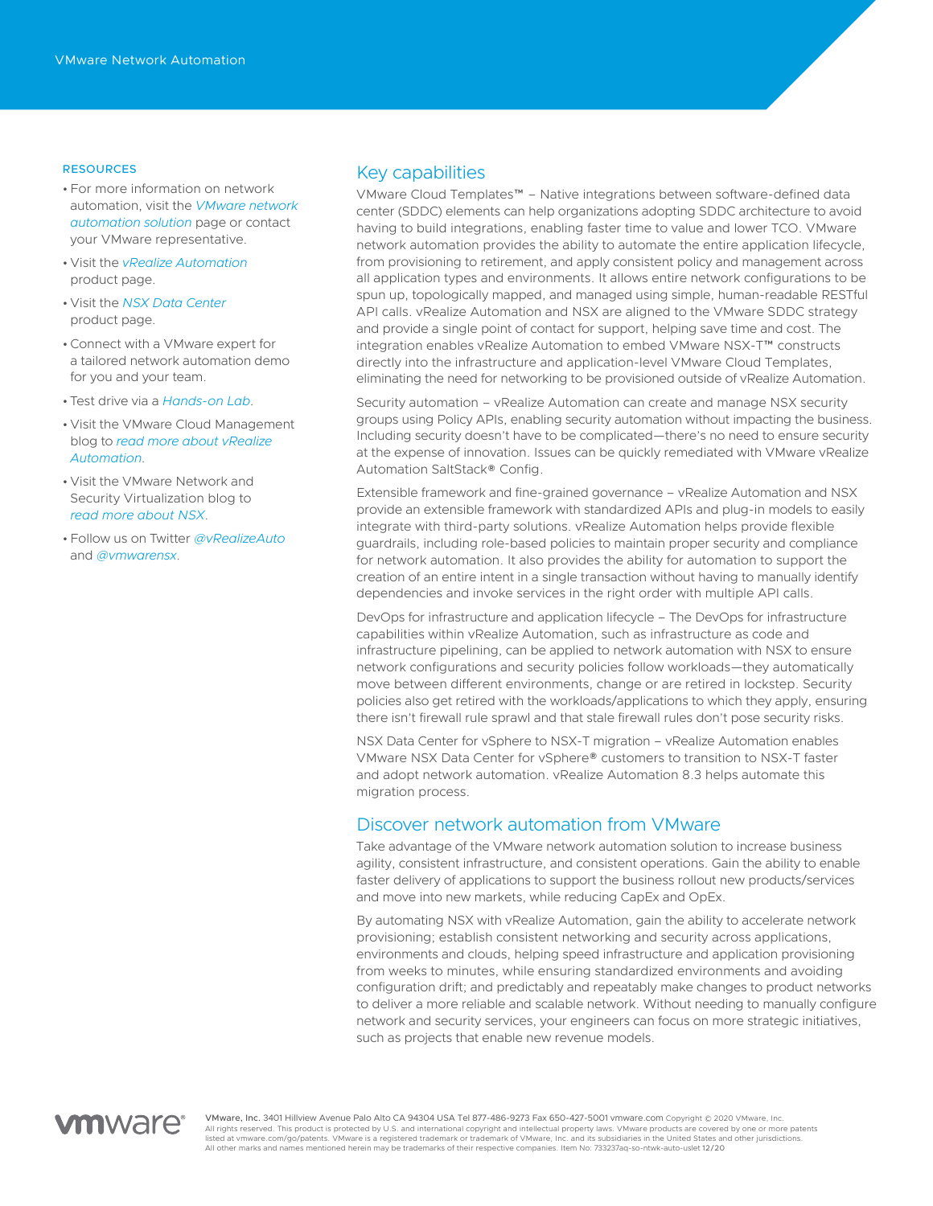RESOURCES

- For more information on network automation, visit the *VMware network automation solution* page or contact your VMware representative.
- Visit the *vRealize Automation* product page.
- Visit the *NSX Data Center* product page.
- Connect with a VMware expert for a tailored network automation demo for you and your team.
- Test drive via a *Hands-on Lab*.
- Visit the VMware Cloud Management blog to *read more about vRealize Automation*.
- Visit the VMware Network and Security Virtualization blog to *read more about NSX*.
- Follow us on Twitter *@vRealizeAuto* and *@vmwarensx*.

## Key capabilities

VMware Cloud Templates™ – Native integrations between software-defined data center (SDDC) elements can help organizations adopting SDDC architecture to avoid having to build integrations, enabling faster time to value and lower TCO. VMware network automation provides the ability to automate the entire application lifecycle, from provisioning to retirement, and apply consistent policy and management across all application types and environments. It allows entire network configurations to be spun up, topologically mapped, and managed using simple, human-readable RESTful API calls. vRealize Automation and NSX are aligned to the VMware SDDC strategy and provide a single point of contact for support, helping save time and cost. The integration enables vRealize Automation to embed VMware NSX-T™ constructs directly into the infrastructure and application-level VMware Cloud Templates, eliminating the need for networking to be provisioned outside of vRealize Automation.

Security automation – vRealize Automation can create and manage NSX security groups using Policy APIs, enabling security automation without impacting the business. Including security doesn't have to be complicated—there's no need to ensure security at the expense of innovation. Issues can be quickly remediated with VMware vRealize Automation SaltStack® Config.

Extensible framework and fine-grained governance – vRealize Automation and NSX provide an extensible framework with standardized APIs and plug-in models to easily integrate with third-party solutions. vRealize Automation helps provide flexible guardrails, including role-based policies to maintain proper security and compliance for network automation. It also provides the ability for automation to support the creation of an entire intent in a single transaction without having to manually identify dependencies and invoke services in the right order with multiple API calls.

DevOps for infrastructure and application lifecycle – The DevOps for infrastructure capabilities within vRealize Automation, such as infrastructure as code and infrastructure pipelining, can be applied to network automation with NSX to ensure network configurations and security policies follow workloads—they automatically move between different environments, change or are retired in lockstep. Security policies also get retired with the workloads/applications to which they apply, ensuring there isn't firewall rule sprawl and that stale firewall rules don't pose security risks.

NSX Data Center for vSphere to NSX-T migration – vRealize Automation enables VMware NSX Data Center for vSphere® customers to transition to NSX-T faster and adopt network automation. vRealize Automation 8.3 helps automate this migration process.

## Discover network automation from VMware

Take advantage of the VMware network automation solution to increase business agility, consistent infrastructure, and consistent operations. Gain the ability to enable faster delivery of applications to support the business rollout new products/services and move into new markets, while reducing CapEx and OpEx.

By automating NSX with vRealize Automation, gain the ability to accelerate network provisioning; establish consistent networking and security across applications, environments and clouds, helping speed infrastructure and application provisioning from weeks to minutes, while ensuring standardized environments and avoiding configuration drift; and predictably and repeatably make changes to product networks to deliver a more reliable and scalable network. Without needing to manually configure network and security services, your engineers can focus on more strategic initiatives, such as projects that enable new revenue models.

VMware, Inc. 3401 Hillview Avenue Palo Alto CA 94304 USA Tel 877-486-9273 Fax 650-427-5001 vmware.com Copyright © 2020 VMware, Inc. All rights reserved. This product is protected by U.S. and international copyright and intellectual property laws. VMware products are covered by one or more patents listed at vmware.com/go/patents. VMware is a registered trademark or trademark of VMware, Inc. and its subsidiaries in the United States and other jurisdictions. All other marks and names mentioned herein may be trademarks of their respective companies. Item No: 733237aq-so-ntwk-auto-uslet 12/20